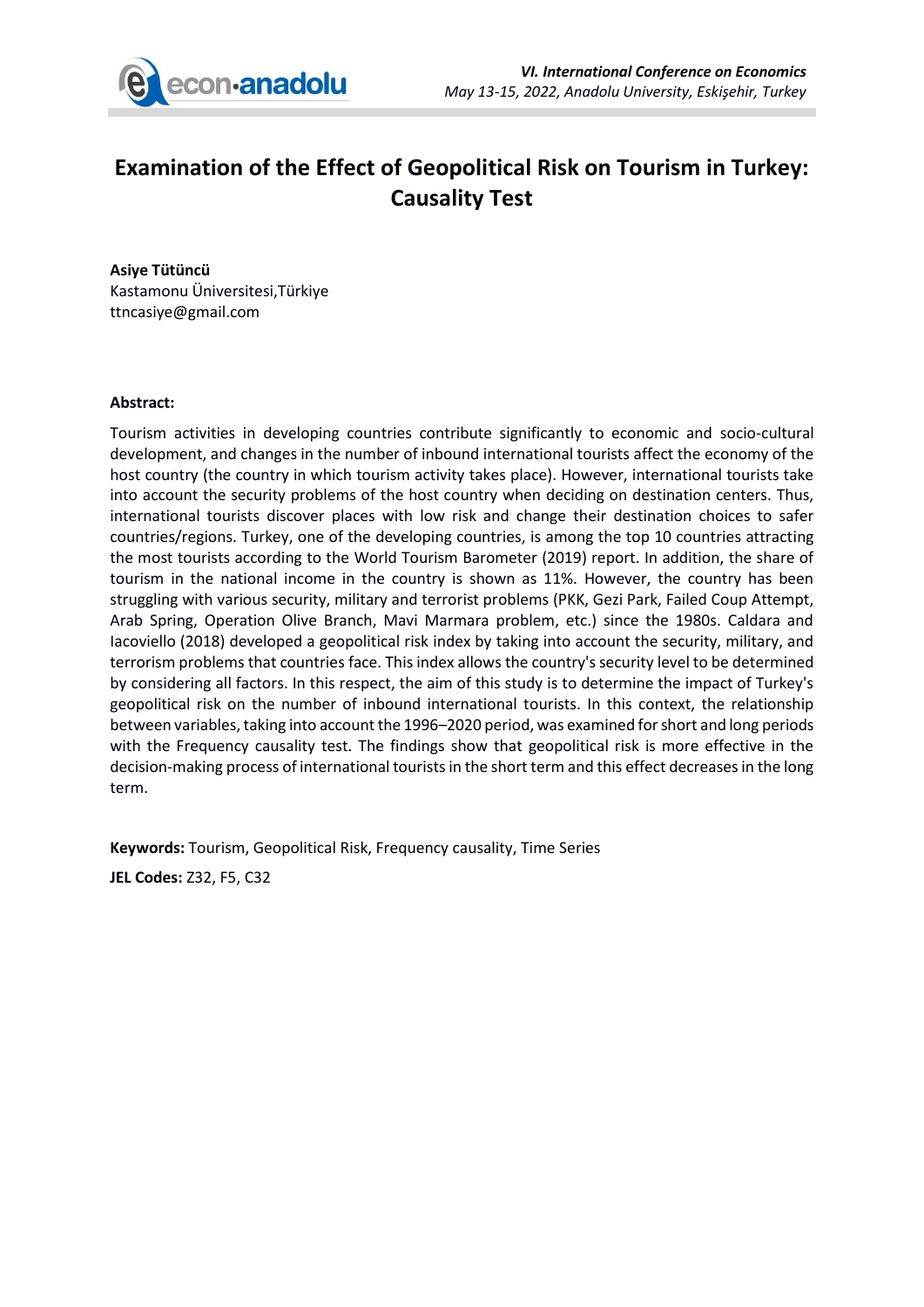# Examination of the Effect of Geopolitical Risk on Tourism in Turkey: Causality Test

**Asiye Tütüncü**
Kastamonu Üniversitesi,Türkiye
ttncasiye@gmail.com

**Abstract:**

Tourism activities in developing countries contribute significantly to economic and socio-cultural development, and changes in the number of inbound international tourists affect the economy of the host country (the country in which tourism activity takes place). However, international tourists take into account the security problems of the host country when deciding on destination centers. Thus, international tourists discover places with low risk and change their destination choices to safer countries/regions. Turkey, one of the developing countries, is among the top 10 countries attracting the most tourists according to the World Tourism Barometer (2019) report. In addition, the share of tourism in the national income in the country is shown as 11%. However, the country has been struggling with various security, military and terrorist problems (PKK, Gezi Park, Failed Coup Attempt, Arab Spring, Operation Olive Branch, Mavi Marmara problem, etc.) since the 1980s. Caldara and Iacoviello (2018) developed a geopolitical risk index by taking into account the security, military, and terrorism problems that countries face. This index allows the country's security level to be determined by considering all factors. In this respect, the aim of this study is to determine the impact of Turkey's geopolitical risk on the number of inbound international tourists. In this context, the relationship between variables, taking into account the 1996–2020 period, was examined for short and long periods with the Frequency causality test. The findings show that geopolitical risk is more effective in the decision-making process of international tourists in the short term and this effect decreases in the long term.

**Keywords:** Tourism, Geopolitical Risk, Frequency causality, Time Series

**JEL Codes:** Z32, F5, C32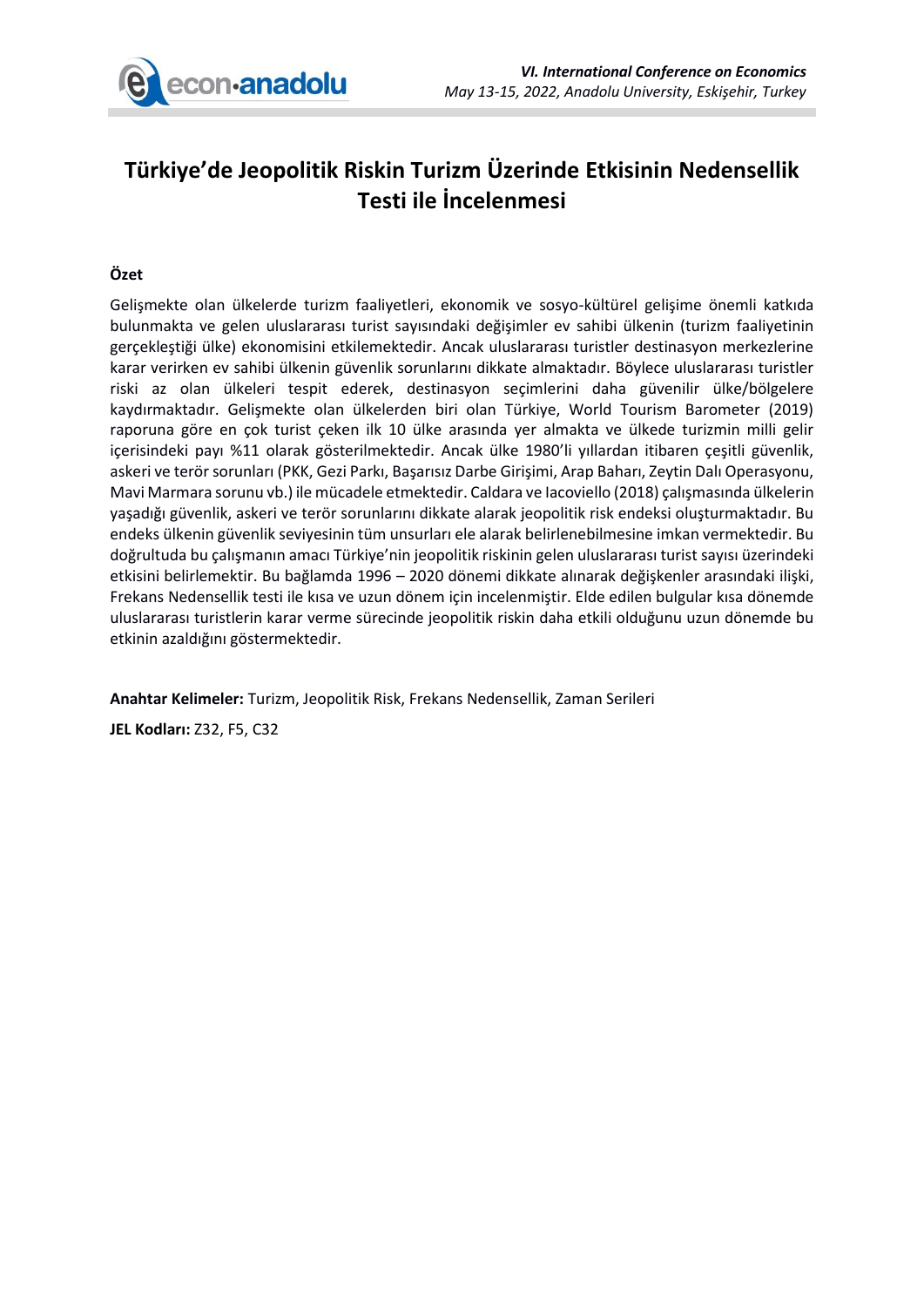# Türkiye'de Jeopolitik Riskin Turizm Üzerinde Etkisinin Nedensellik Testi ile İncelenmesi

**Özet**

Gelişmekte olan ülkelerde turizm faaliyetleri, ekonomik ve sosyo-kültürel gelişime önemli katkıda bulunmakta ve gelen uluslararası turist sayısındaki değişimler ev sahibi ülkenin (turizm faaliyetinin gerçekleştiği ülke) ekonomisini etkilemektedir. Ancak uluslararası turistler destinasyon merkezlerine karar verirken ev sahibi ülkenin güvenlik sorunlarını dikkate almaktadır. Böylece uluslararası turistler riski az olan ülkeleri tespit ederek, destinasyon seçimlerini daha güvenilir ülke/bölgelere kaydırmaktadır. Gelişmekte olan ülkelerden biri olan Türkiye, World Tourism Barometer (2019) raporuna göre en çok turist çeken ilk 10 ülke arasında yer almakta ve ülkede turizmin milli gelir içerisindeki payı %11 olarak gösterilmektedir. Ancak ülke 1980'li yıllardan itibaren çeşitli güvenlik, askeri ve terör sorunları (PKK, Gezi Parkı, Başarısız Darbe Girişimi, Arap Baharı, Zeytin Dalı Operasyonu, Mavi Marmara sorunu vb.) ile mücadele etmektedir. Caldara ve Iacoviello (2018) çalışmasında ülkelerin yaşadığı güvenlik, askeri ve terör sorunlarını dikkate alarak jeopolitik risk endeksi oluşturmaktadır. Bu endeks ülkenin güvenlik seviyesinin tüm unsurları ele alarak belirlenebilmesine imkan vermektedir. Bu doğrultuda bu çalışmanın amacı Türkiye'nin jeopolitik riskinin gelen uluslararası turist sayısı üzerindeki etkisini belirlemektir. Bu bağlamda 1996 – 2020 dönemi dikkate alınarak değişkenler arasındaki ilişki, Frekans Nedensellik testi ile kısa ve uzun dönem için incelenmiştir. Elde edilen bulgular kısa dönemde uluslararası turistlerin karar verme sürecinde jeopolitik riskin daha etkili olduğunu uzun dönemde bu etkinin azaldığını göstermektedir.

**Anahtar Kelimeler:** Turizm, Jeopolitik Risk, Frekans Nedensellik, Zaman Serileri

**JEL Kodları:** Z32, F5, C32